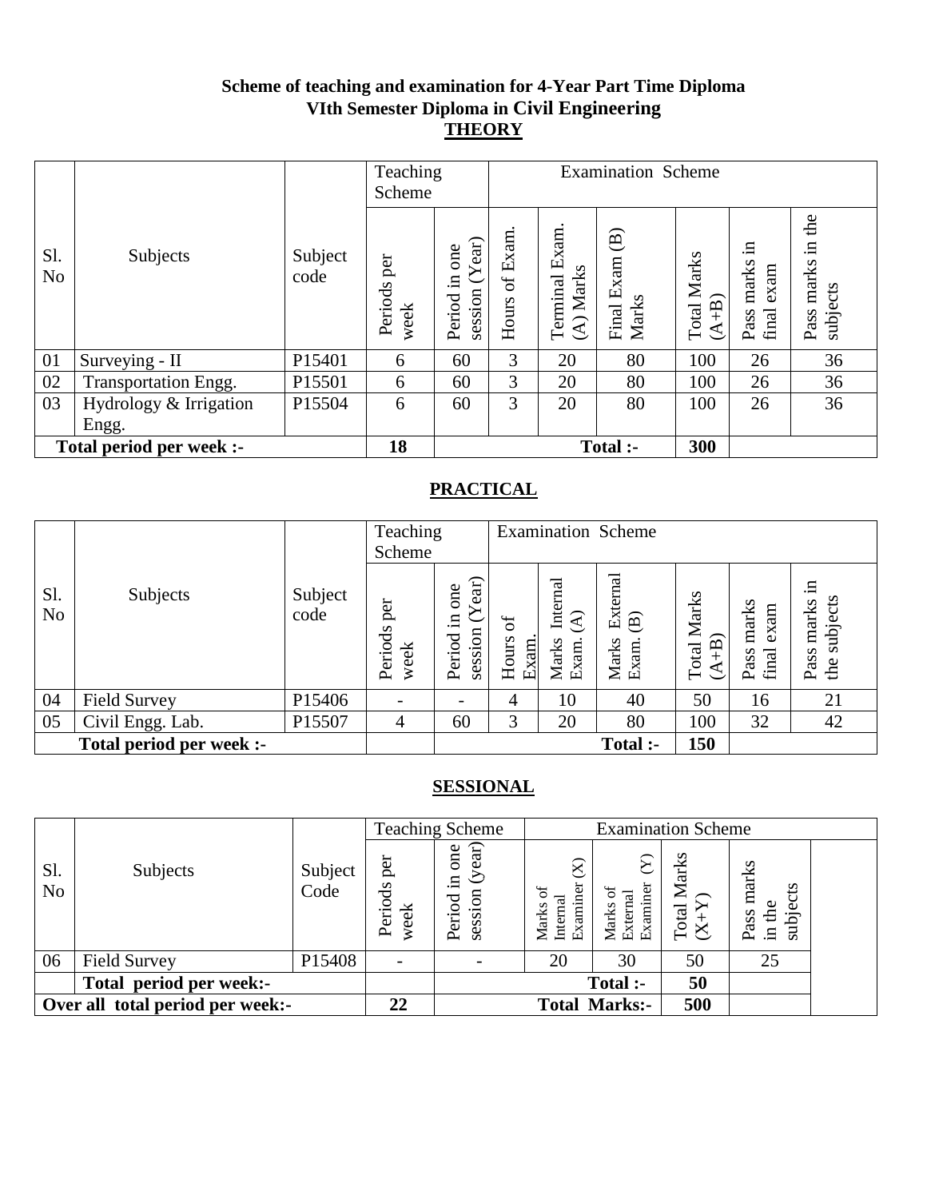**Scheme of teaching and examination for 4-Year Part Time Diploma**
**VIth Semester Diploma in Civil Engineering**

## THEORY

| Sl. No | Subjects | Subject code | Teaching Scheme | | Examination Scheme | | | | | |
|---|---|---|---|---|---|---|---|---|---|---|
| | | | Periods per week | Period in one session (Year) | Hours of Exam. | Terminal Exam. (A) Marks | Final Exam (B) Marks | Total Marks (A+B) | Pass marks in final exam | Pass marks in the subjects |
| 01 | Surveying - II | P15401 | 6 | 60 | 3 | 20 | 80 | 100 | 26 | 36 |
| 02 | Transportation Engg. | P15501 | 6 | 60 | 3 | 20 | 80 | 100 | 26 | 36 |
| 03 | Hydrology & Irrigation Engg. | P15504 | 6 | 60 | 3 | 20 | 80 | 100 | 26 | 36 |
| **Total period per week :-** | | | **18** | | | | **Total :-** | **300** | | |

## PRACTICAL

| Sl. No | Subjects | Subject code | Teaching Scheme | | Examination Scheme | | | | | |
|---|---|---|---|---|---|---|---|---|---|---|
| | | | Periods per week | Period in one session (Year) | Hours of Exam. | Marks Internal Exam. (A) | Marks External Exam. (B) | Total Marks (A+B) | Pass marks final exam | Pass marks in the subjects |
| 04 | Field Survey | P15406 | - | - | 4 | 10 | 40 | 50 | 16 | 21 |
| 05 | Civil Engg. Lab. | P15507 | 4 | 60 | 3 | 20 | 80 | 100 | 32 | 42 |
| **Total period per week :-** | | | | | | | **Total :-** | **150** | | |

## SESSIONAL

| Sl. No | Subjects | Subject Code | Teaching Scheme | | Examination Scheme | | | | |
|---|---|---|---|---|---|---|---|---|---|
| | | | Periods per week | Period in one session (year) | Marks of Internal Examiner (X) | Marks of External Examiner (Y) | Total Marks (X+Y) | Pass marks in the subjects | |
| 06 | Field Survey | P15408 | - | - | 20 | 30 | 50 | 25 | |
| | **Total period per week:-** | | | | | **Total :-** | **50** | | |
| **Over all total period per week:-** | | | **22** | | | **Total Marks:-** | **500** | | |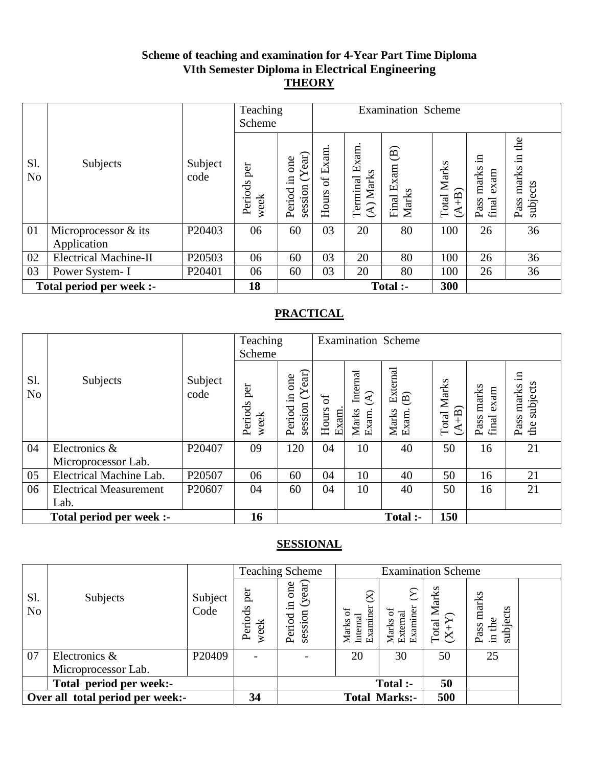**Scheme of teaching and examination for 4-Year Part Time Diploma**
**VIth Semester Diploma in Electrical Engineering**

## THEORY

| Sl. No | Subjects | Subject code | Teaching Scheme | | Examination Scheme | | | | | |
|---|---|---|---|---|---|---|---|---|---|---|
| | | | Periods per week | Period in one session (Year) | Hours of Exam. | Terminal Exam. (A) Marks | Final Exam (B) Marks | Total Marks (A+B) | Pass marks in final exam | Pass marks in the subjects |
| 01 | Microprocessor & its Application | P20403 | 06 | 60 | 03 | 20 | 80 | 100 | 26 | 36 |
| 02 | Electrical Machine-II | P20503 | 06 | 60 | 03 | 20 | 80 | 100 | 26 | 36 |
| 03 | Power System- I | P20401 | 06 | 60 | 03 | 20 | 80 | 100 | 26 | 36 |
| **Total period per week :-** | | | **18** | | | | **Total :-** | **300** | | |

## PRACTICAL

| Sl. No | Subjects | Subject code | Teaching Scheme | | Examination Scheme | | | | | |
|---|---|---|---|---|---|---|---|---|---|---|
| | | | Periods per week | Period in one session (Year) | Hours of Exam. | Marks Internal Exam. (A) | Marks External Exam. (B) | Total Marks (A+B) | Pass marks final exam | Pass marks in the subjects |
| 04 | Electronics & Microprocessor Lab. | P20407 | 09 | 120 | 04 | 10 | 40 | 50 | 16 | 21 |
| 05 | Electrical Machine Lab. | P20507 | 06 | 60 | 04 | 10 | 40 | 50 | 16 | 21 |
| 06 | Electrical Measurement Lab. | P20607 | 04 | 60 | 04 | 10 | 40 | 50 | 16 | 21 |
| **Total period per week :-** | | | **16** | | | | **Total :-** | **150** | | |

## SESSIONAL

| Sl. No | Subjects | Subject Code | Teaching Scheme | | Examination Scheme | | | |
|---|---|---|---|---|---|---|---|---|
| | | | Periods per week | Period in one session (year) | Marks of Internal Examiner (X) | Marks of External Examiner (Y) | Total Marks (X+Y) | Pass marks in the subjects |
| 07 | Electronics & Microprocessor Lab. | P20409 | - | - | 20 | 30 | 50 | 25 |
| | **Total period per week:-** | | | | | **Total :-** | **50** | |
| **Over all total period per week:-** | | | **34** | | | **Total Marks:-** | **500** | |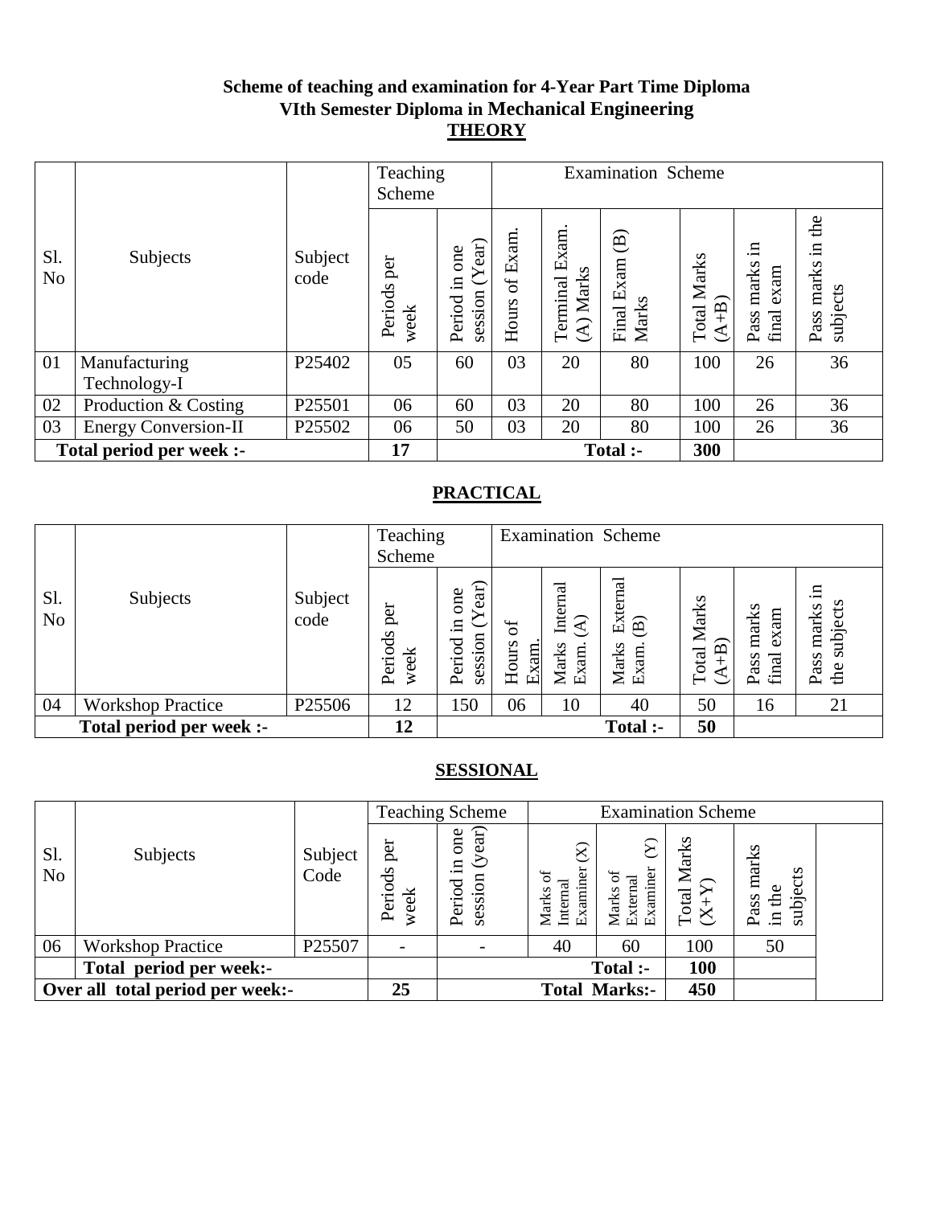**Scheme of teaching and examination for 4-Year Part Time Diploma**
**VIth Semester Diploma in Mechanical Engineering**

## THEORY

| Sl. No | Subjects | Subject code | Teaching Scheme | | Examination Scheme | | | | | |
|---|---|---|---|---|---|---|---|---|---|---|
| | | | Periods per week | Period in one session (Year) | Hours of Exam. | Terminal Exam. (A) Marks | Final Exam (B) Marks | Total Marks (A+B) | Pass marks in final exam | Pass marks in the subjects |
| 01 | Manufacturing Technology-I | P25402 | 05 | 60 | 03 | 20 | 80 | 100 | 26 | 36 |
| 02 | Production & Costing | P25501 | 06 | 60 | 03 | 20 | 80 | 100 | 26 | 36 |
| 03 | Energy Conversion-II | P25502 | 06 | 50 | 03 | 20 | 80 | 100 | 26 | 36 |
| **Total period per week :-** | | | **17** | | | | **Total :-** | **300** | | |

## PRACTICAL

| Sl. No | Subjects | Subject code | Teaching Scheme | | Examination Scheme | | | | | |
|---|---|---|---|---|---|---|---|---|---|---|
| | | | Periods per week | Period in one session (Year) | Hours of Exam. | Marks Internal Exam. (A) | Marks External Exam. (B) | Total Marks (A+B) | Pass marks final exam | Pass marks in the subjects |
| 04 | Workshop Practice | P25506 | 12 | 150 | 06 | 10 | 40 | 50 | 16 | 21 |
| **Total period per week :-** | | | **12** | | | | **Total :-** | **50** | | |

## SESSIONAL

| Sl. No | Subjects | Subject Code | Teaching Scheme | | Examination Scheme | | | |
|---|---|---|---|---|---|---|---|---|
| | | | Periods per week | Period in one session (year) | Marks of Internal Examiner (X) | Marks of External Examiner (Y) | Total Marks (X+Y) | Pass marks in the subjects |
| 06 | Workshop Practice | P25507 | - | - | 40 | 60 | 100 | 50 |
| | **Total period per week:-** | | | | | **Total :-** | **100** | |
| **Over all total period per week:-** | | | **25** | | | **Total Marks:-** | **450** | |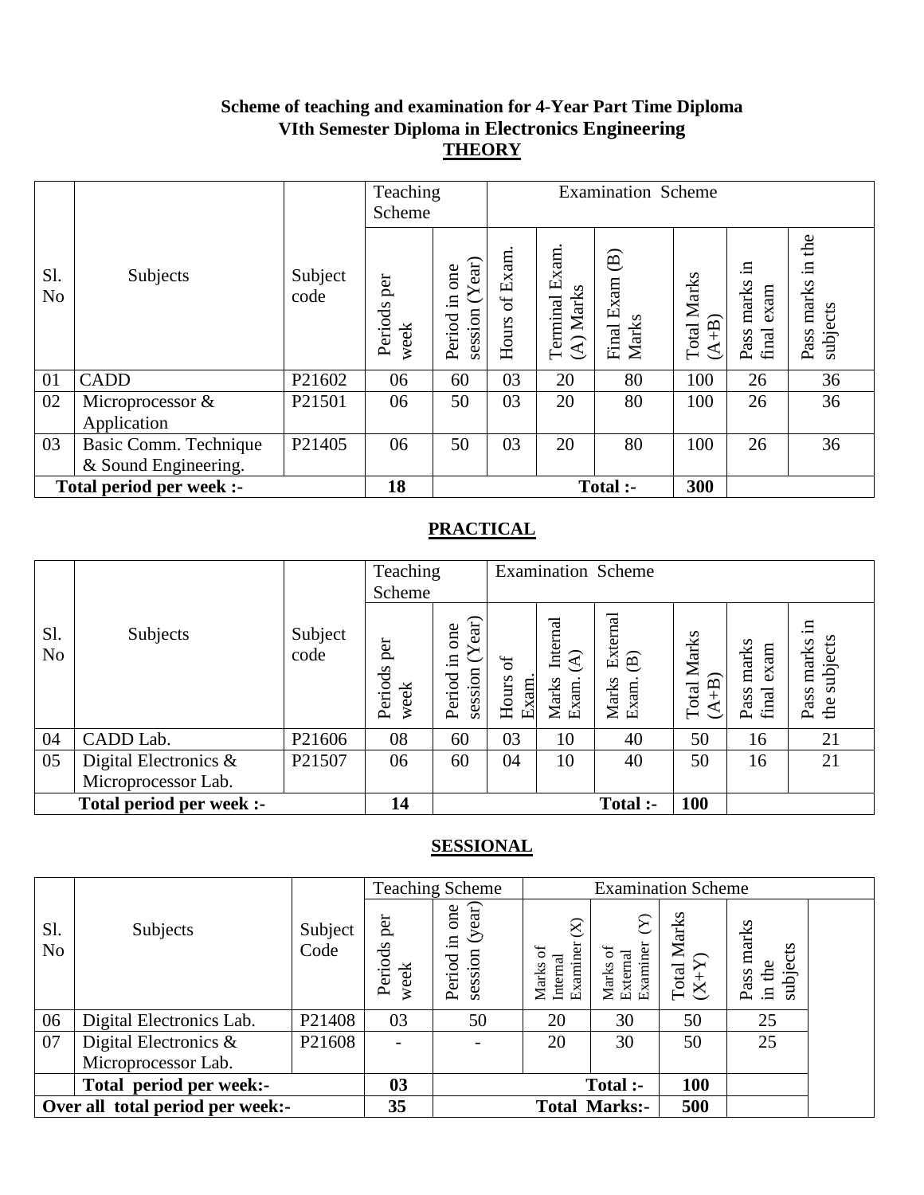**Scheme of teaching and examination for 4-Year Part Time Diploma**
**VIth Semester Diploma in Electronics Engineering**

## THEORY

| Sl. No | Subjects | Subject code | Teaching Scheme | | Examination Scheme | | | | | |
|---|---|---|---|---|---|---|---|---|---|---|
| | | | Periods per week | Period in one session (Year) | Hours of Exam. | Terminal Exam. (A) Marks | Final Exam (B) Marks | Total Marks (A+B) | Pass marks in final exam | Pass marks in the subjects |
| 01 | CADD | P21602 | 06 | 60 | 03 | 20 | 80 | 100 | 26 | 36 |
| 02 | Microprocessor & Application | P21501 | 06 | 50 | 03 | 20 | 80 | 100 | 26 | 36 |
| 03 | Basic Comm. Technique & Sound Engineering. | P21405 | 06 | 50 | 03 | 20 | 80 | 100 | 26 | 36 |
| | **Total period per week :-** | | **18** | | | | **Total :-** | **300** | | |

## PRACTICAL

| Sl. No | Subjects | Subject code | Teaching Scheme | | Examination Scheme | | | | | |
|---|---|---|---|---|---|---|---|---|---|---|
| | | | Periods per week | Period in one session (Year) | Hours of Exam. | Marks Internal Exam. (A) | Marks External Exam. (B) | Total Marks (A+B) | Pass marks final exam | Pass marks in the subjects |
| 04 | CADD Lab. | P21606 | 08 | 60 | 03 | 10 | 40 | 50 | 16 | 21 |
| 05 | Digital Electronics & Microprocessor Lab. | P21507 | 06 | 60 | 04 | 10 | 40 | 50 | 16 | 21 |
| | **Total period per week :-** | | **14** | | | | **Total :-** | **100** | | |

## SESSIONAL

| Sl. No | Subjects | Subject Code | Teaching Scheme | | Examination Scheme | | | |
|---|---|---|---|---|---|---|---|---|
| | | | Periods per week | Period in one session (year) | Marks of Internal Examiner (X) | Marks of External Examiner (Y) | Total Marks (X+Y) | Pass marks in the subjects |
| 06 | Digital Electronics Lab. | P21408 | 03 | 50 | 20 | 30 | 50 | 25 |
| 07 | Digital Electronics & Microprocessor Lab. | P21608 | - | - | 20 | 30 | 50 | 25 |
| | **Total period per week:-** | | **03** | | | **Total :-** | **100** | |
| | **Over all total period per week:-** | | **35** | | | **Total Marks:-** | **500** | |